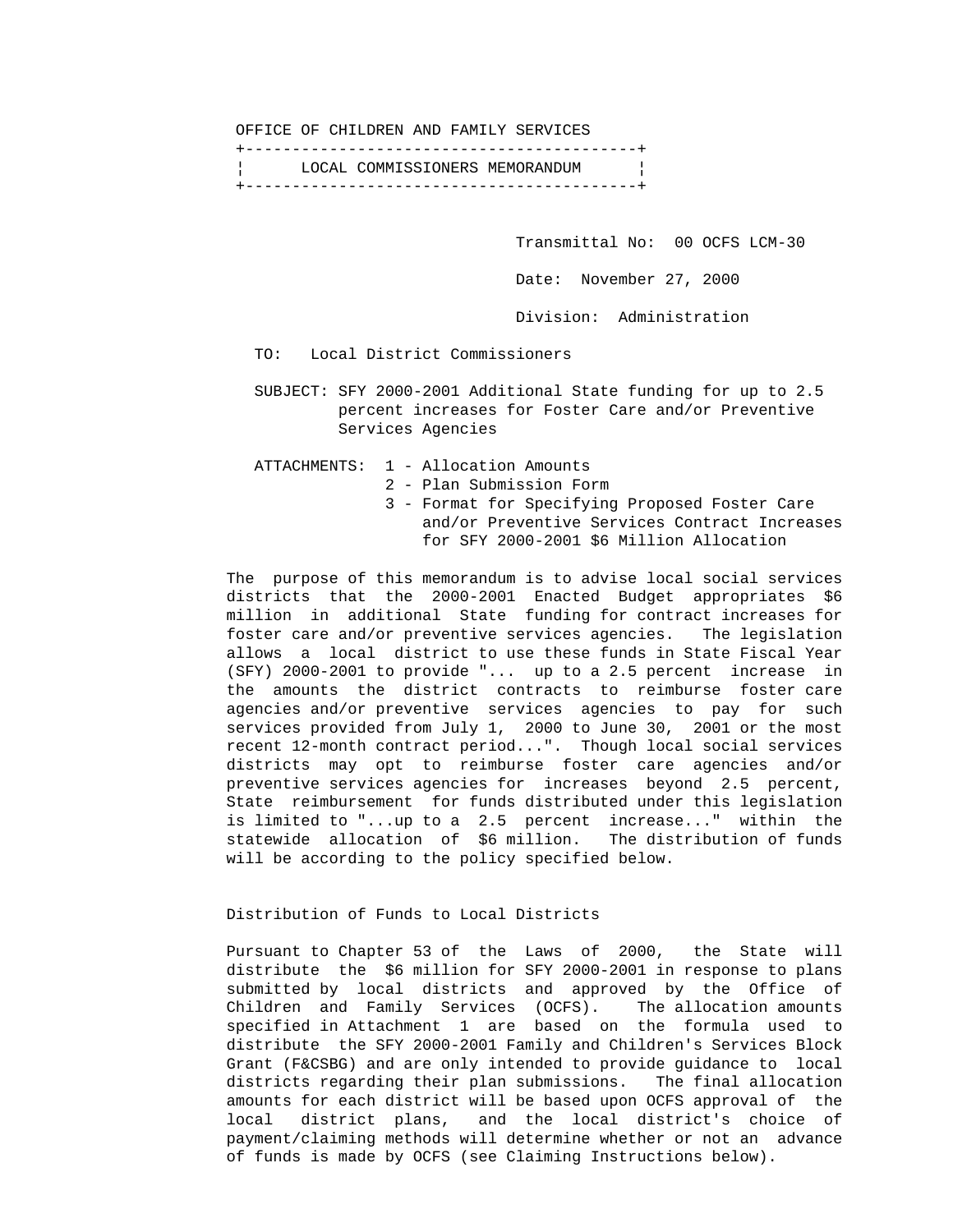OFFICE OF CHILDREN AND FAMILY SERVICES

# LOCAL COMMISSIONERS MEMORANDUM

Transmittal No: 00 OCFS LCM-30

Date: November 27, 2000

Division: Administration

TO: Local District Commissioners

SUBJECT: SFY 2000-2001 Additional State funding for up to 2.5 percent increases for Foster Care and/or Preventive Services Agencies

ATTACHMENTS:
1 - Allocation Amounts
2 - Plan Submission Form
3 - Format for Specifying Proposed Foster Care and/or Preventive Services Contract Increases for SFY 2000-2001 $6 Million Allocation

The purpose of this memorandum is to advise local social services districts that the 2000-2001 Enacted Budget appropriates $6 million in additional State funding for contract increases for foster care and/or preventive services agencies. The legislation allows a local district to use these funds in State Fiscal Year (SFY) 2000-2001 to provide "... up to a 2.5 percent increase in the amounts the district contracts to reimburse foster care agencies and/or preventive services agencies to pay for such services provided from July 1, 2000 to June 30, 2001 or the most recent 12-month contract period...". Though local social services districts may opt to reimburse foster care agencies and/or preventive services agencies for increases beyond 2.5 percent, State reimbursement for funds distributed under this legislation is limited to "...up to a 2.5 percent increase..." within the statewide allocation of $6 million. The distribution of funds will be according to the policy specified below.

## Distribution of Funds to Local Districts

Pursuant to Chapter 53 of the Laws of 2000, the State will distribute the $6 million for SFY 2000-2001 in response to plans submitted by local districts and approved by the Office of Children and Family Services (OCFS). The allocation amounts specified in Attachment 1 are based on the formula used to distribute the SFY 2000-2001 Family and Children's Services Block Grant (F&CSBG) and are only intended to provide guidance to local districts regarding their plan submissions. The final allocation amounts for each district will be based upon OCFS approval of the local district plans, and the local district's choice of payment/claiming methods will determine whether or not an advance of funds is made by OCFS (see Claiming Instructions below).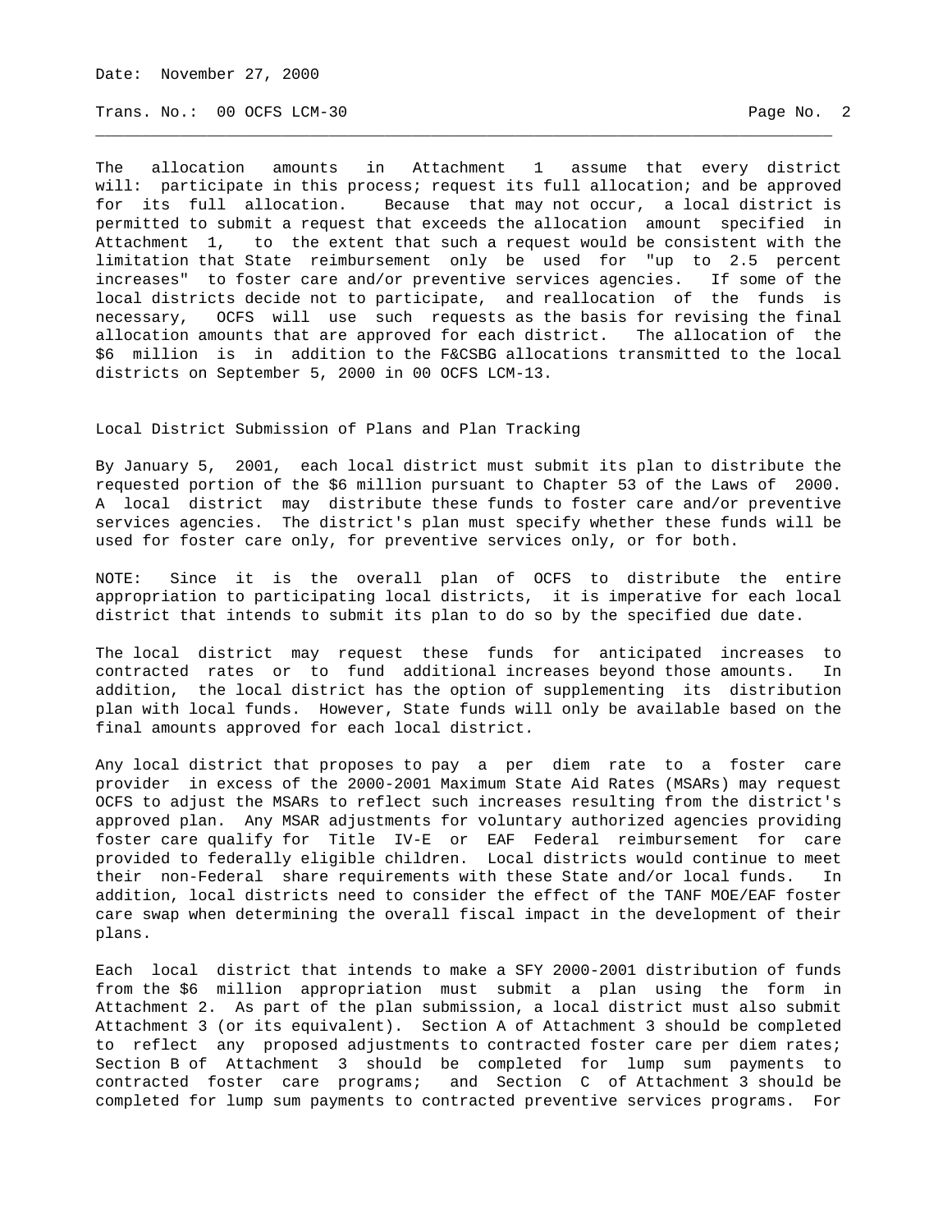The allocation amounts in Attachment 1 assume that every district will: participate in this process; request its full allocation; and be approved for its full allocation. Because that may not occur, a local district is permitted to submit a request that exceeds the allocation amount specified in Attachment 1, to the extent that such a request would be consistent with the limitation that State reimbursement only be used for "up to 2.5 percent increases" to foster care and/or preventive services agencies. If some of the local districts decide not to participate, and reallocation of the funds is necessary, OCFS will use such requests as the basis for revising the final allocation amounts that are approved for each district. The allocation of the $6 million is in addition to the F&CSBG allocations transmitted to the local districts on September 5, 2000 in 00 OCFS LCM-13.

## Local District Submission of Plans and Plan Tracking

By January 5, 2001, each local district must submit its plan to distribute the requested portion of the $6 million pursuant to Chapter 53 of the Laws of 2000. A local district may distribute these funds to foster care and/or preventive services agencies. The district's plan must specify whether these funds will be used for foster care only, for preventive services only, or for both.

NOTE: Since it is the overall plan of OCFS to distribute the entire appropriation to participating local districts, it is imperative for each local district that intends to submit its plan to do so by the specified due date.

The local district may request these funds for anticipated increases to contracted rates or to fund additional increases beyond those amounts. In addition, the local district has the option of supplementing its distribution plan with local funds. However, State funds will only be available based on the final amounts approved for each local district.

Any local district that proposes to pay a per diem rate to a foster care provider in excess of the 2000-2001 Maximum State Aid Rates (MSARs) may request OCFS to adjust the MSARs to reflect such increases resulting from the district's approved plan. Any MSAR adjustments for voluntary authorized agencies providing foster care qualify for Title IV-E or EAF Federal reimbursement for care provided to federally eligible children. Local districts would continue to meet their non-Federal share requirements with these State and/or local funds. In addition, local districts need to consider the effect of the TANF MOE/EAF foster care swap when determining the overall fiscal impact in the development of their plans.

Each local district that intends to make a SFY 2000-2001 distribution of funds from the $6 million appropriation must submit a plan using the form in Attachment 2. As part of the plan submission, a local district must also submit Attachment 3 (or its equivalent). Section A of Attachment 3 should be completed to reflect any proposed adjustments to contracted foster care per diem rates; Section B of Attachment 3 should be completed for lump sum payments to contracted foster care programs; and Section C of Attachment 3 should be completed for lump sum payments to contracted preventive services programs. For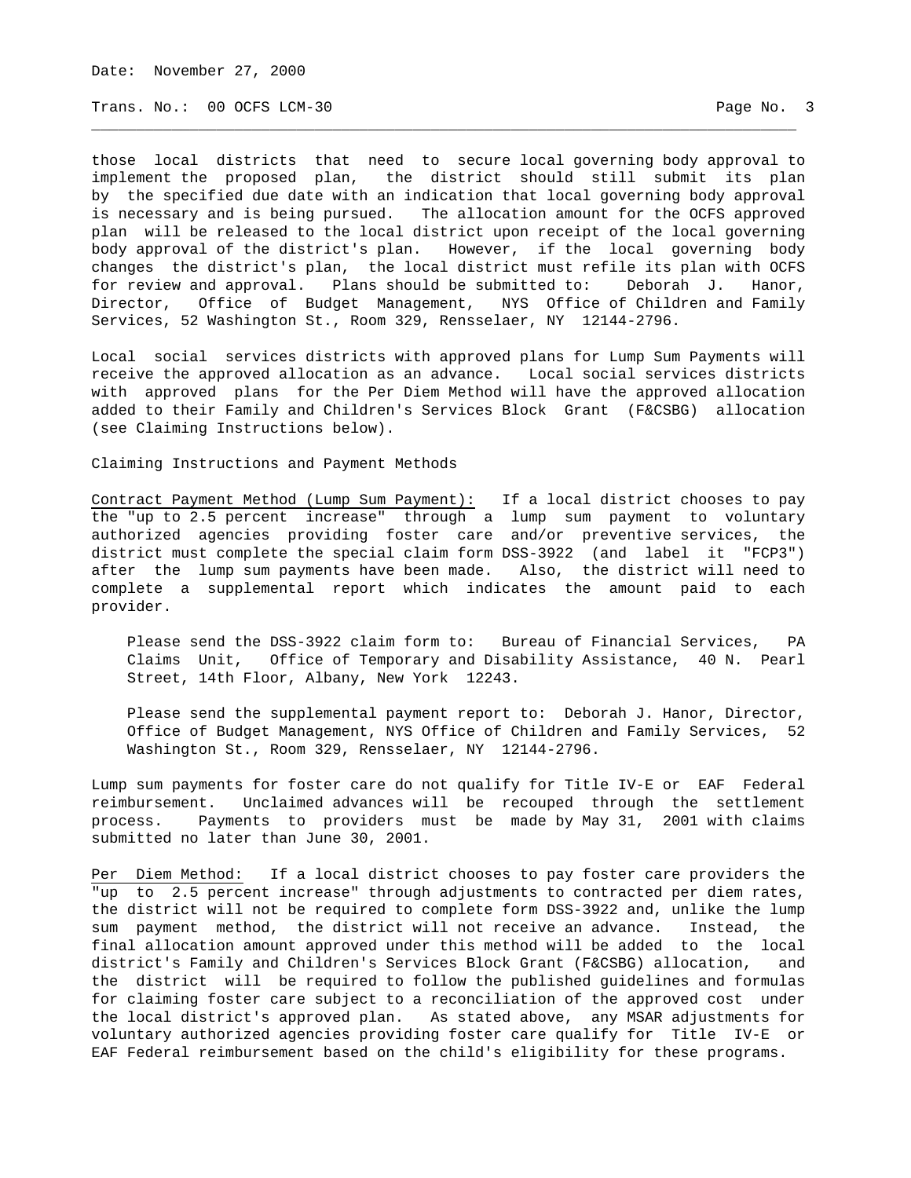those local districts that need to secure local governing body approval to implement the proposed plan, the district should still submit its plan by the specified due date with an indication that local governing body approval is necessary and is being pursued. The allocation amount for the OCFS approved plan will be released to the local district upon receipt of the local governing body approval of the district's plan. However, if the local governing body changes the district's plan, the local district must refile its plan with OCFS for review and approval. Plans should be submitted to: Deborah J. Hanor, Director, Office of Budget Management, NYS Office of Children and Family Services, 52 Washington St., Room 329, Rensselaer, NY 12144-2796.

Local social services districts with approved plans for Lump Sum Payments will receive the approved allocation as an advance. Local social services districts with approved plans for the Per Diem Method will have the approved allocation added to their Family and Children's Services Block Grant (F&CSBG) allocation (see Claiming Instructions below).

Claiming Instructions and Payment Methods

Contract Payment Method (Lump Sum Payment): If a local district chooses to pay the "up to 2.5 percent increase" through a lump sum payment to voluntary authorized agencies providing foster care and/or preventive services, the district must complete the special claim form DSS-3922 (and label it "FCP3") after the lump sum payments have been made. Also, the district will need to complete a supplemental report which indicates the amount paid to each provider.

> Please send the DSS-3922 claim form to: Bureau of Financial Services, PA Claims Unit, Office of Temporary and Disability Assistance, 40 N. Pearl Street, 14th Floor, Albany, New York 12243.
>
> Please send the supplemental payment report to: Deborah J. Hanor, Director, Office of Budget Management, NYS Office of Children and Family Services, 52 Washington St., Room 329, Rensselaer, NY 12144-2796.

Lump sum payments for foster care do not qualify for Title IV-E or EAF Federal reimbursement. Unclaimed advances will be recouped through the settlement process. Payments to providers must be made by May 31, 2001 with claims submitted no later than June 30, 2001.

Per Diem Method: If a local district chooses to pay foster care providers the "up to 2.5 percent increase" through adjustments to contracted per diem rates, the district will not be required to complete form DSS-3922 and, unlike the lump sum payment method, the district will not receive an advance. Instead, the final allocation amount approved under this method will be added to the local district's Family and Children's Services Block Grant (F&CSBG) allocation, and the district will be required to follow the published guidelines and formulas for claiming foster care subject to a reconciliation of the approved cost under the local district's approved plan. As stated above, any MSAR adjustments for voluntary authorized agencies providing foster care qualify for Title IV-E or EAF Federal reimbursement based on the child's eligibility for these programs.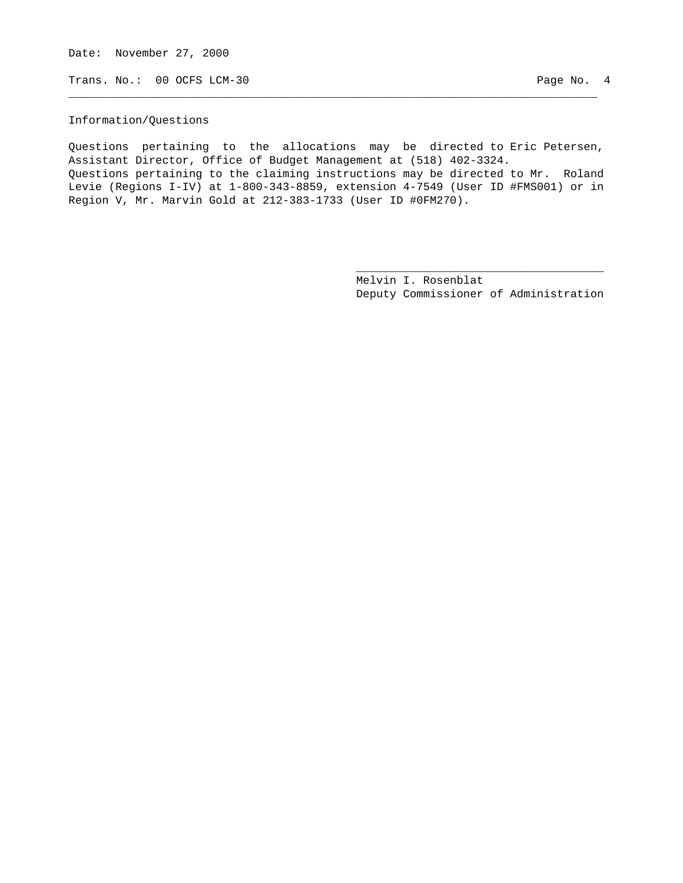## Information/Questions

Questions pertaining to the allocations may be directed to Eric Petersen, Assistant Director, Office of Budget Management at (518) 402-3324.
Questions pertaining to the claiming instructions may be directed to Mr. Roland Levie (Regions I-IV) at 1-800-343-8859, extension 4-7549 (User ID #FMS001) or in Region V, Mr. Marvin Gold at 212-383-1733 (User ID #0FM270).

Melvin I. Rosenblat
Deputy Commissioner of Administration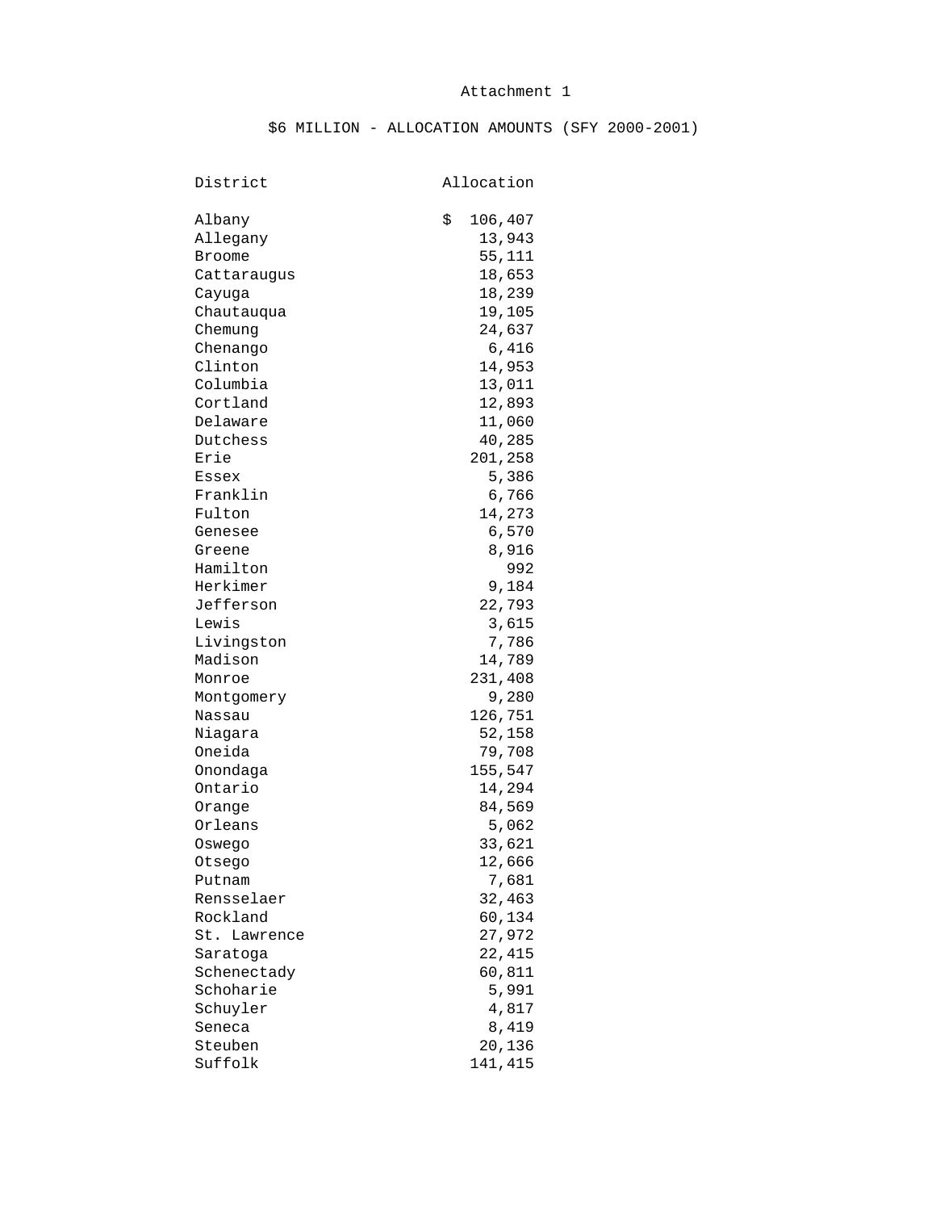Attachment 1

$6 MILLION - ALLOCATION AMOUNTS (SFY 2000-2001)

| District | Allocation |
|---|---|
| Albany | $ 106,407 |
| Allegany | 13,943 |
| Broome | 55,111 |
| Cattaraugus | 18,653 |
| Cayuga | 18,239 |
| Chautauqua | 19,105 |
| Chemung | 24,637 |
| Chenango | 6,416 |
| Clinton | 14,953 |
| Columbia | 13,011 |
| Cortland | 12,893 |
| Delaware | 11,060 |
| Dutchess | 40,285 |
| Erie | 201,258 |
| Essex | 5,386 |
| Franklin | 6,766 |
| Fulton | 14,273 |
| Genesee | 6,570 |
| Greene | 8,916 |
| Hamilton | 992 |
| Herkimer | 9,184 |
| Jefferson | 22,793 |
| Lewis | 3,615 |
| Livingston | 7,786 |
| Madison | 14,789 |
| Monroe | 231,408 |
| Montgomery | 9,280 |
| Nassau | 126,751 |
| Niagara | 52,158 |
| Oneida | 79,708 |
| Onondaga | 155,547 |
| Ontario | 14,294 |
| Orange | 84,569 |
| Orleans | 5,062 |
| Oswego | 33,621 |
| Otsego | 12,666 |
| Putnam | 7,681 |
| Rensselaer | 32,463 |
| Rockland | 60,134 |
| St. Lawrence | 27,972 |
| Saratoga | 22,415 |
| Schenectady | 60,811 |
| Schoharie | 5,991 |
| Schuyler | 4,817 |
| Seneca | 8,419 |
| Steuben | 20,136 |
| Suffolk | 141,415 |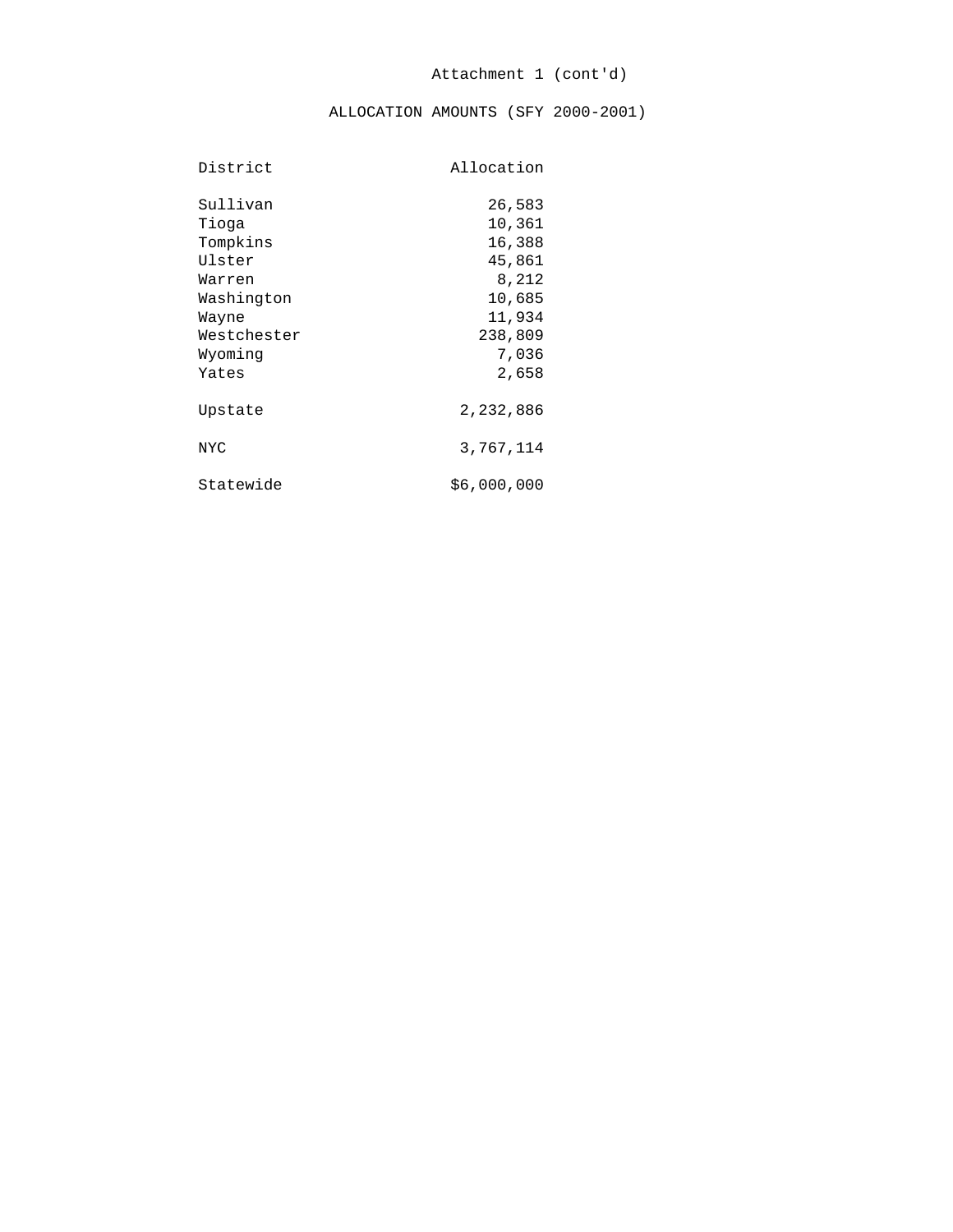Attachment 1 (cont'd)

ALLOCATION AMOUNTS (SFY 2000-2001)

| District | Allocation |
|---|---|
| Sullivan | 26,583 |
| Tioga | 10,361 |
| Tompkins | 16,388 |
| Ulster | 45,861 |
| Warren | 8,212 |
| Washington | 10,685 |
| Wayne | 11,934 |
| Westchester | 238,809 |
| Wyoming | 7,036 |
| Yates | 2,658 |
| Upstate | 2,232,886 |
| NYC | 3,767,114 |
| Statewide | $6,000,000 |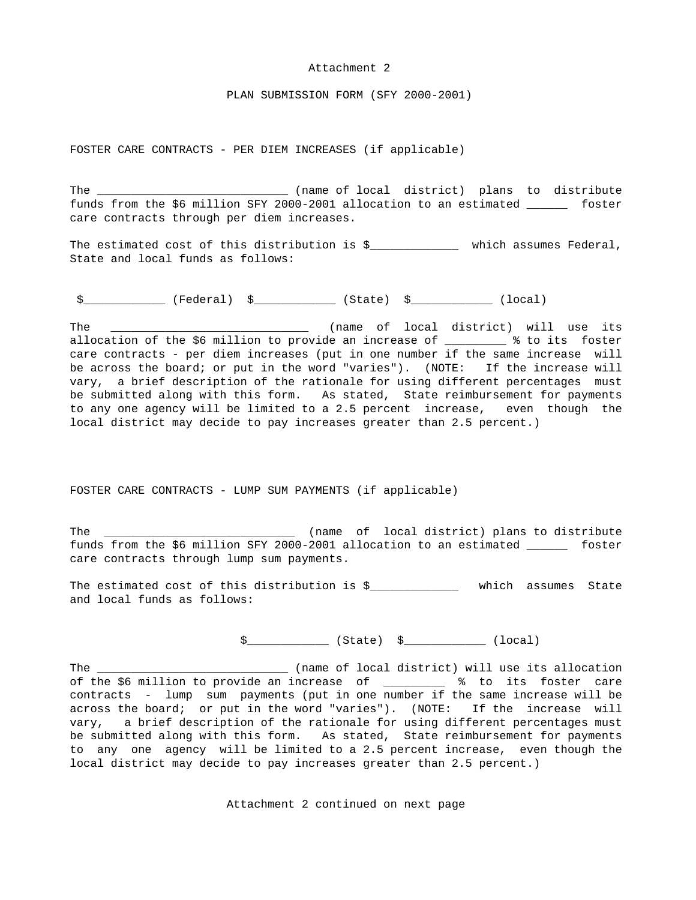Attachment 2

PLAN SUBMISSION FORM (SFY 2000-2001)

FOSTER CARE CONTRACTS - PER DIEM INCREASES (if applicable)

The ____________________________ (name of local district) plans to distribute funds from the $6 million SFY 2000-2001 allocation to an estimated ______ foster care contracts through per diem increases.

The estimated cost of this distribution is $____________ which assumes Federal, State and local funds as follows:

$____________ (Federal) $____________ (State) $____________ (local)

The _____________________________ (name of local district) will use its allocation of the $6 million to provide an increase of _________ % to its foster care contracts - per diem increases (put in one number if the same increase will be across the board; or put in the word "varies"). (NOTE: If the increase will vary, a brief description of the rationale for using different percentages must be submitted along with this form. As stated, State reimbursement for payments to any one agency will be limited to a 2.5 percent increase, even though the local district may decide to pay increases greater than 2.5 percent.)

FOSTER CARE CONTRACTS - LUMP SUM PAYMENTS (if applicable)

The ____________________________ (name of local district) plans to distribute funds from the $6 million SFY 2000-2001 allocation to an estimated ______ foster care contracts through lump sum payments.

The estimated cost of this distribution is $____________ which assumes State and local funds as follows:

$____________ (State) $____________ (local)

The ____________________________ (name of local district) will use its allocation of the $6 million to provide an increase of _________ % to its foster care contracts - lump sum payments (put in one number if the same increase will be across the board; or put in the word "varies"). (NOTE: If the increase will vary, a brief description of the rationale for using different percentages must be submitted along with this form. As stated, State reimbursement for payments to any one agency will be limited to a 2.5 percent increase, even though the local district may decide to pay increases greater than 2.5 percent.)

Attachment 2 continued on next page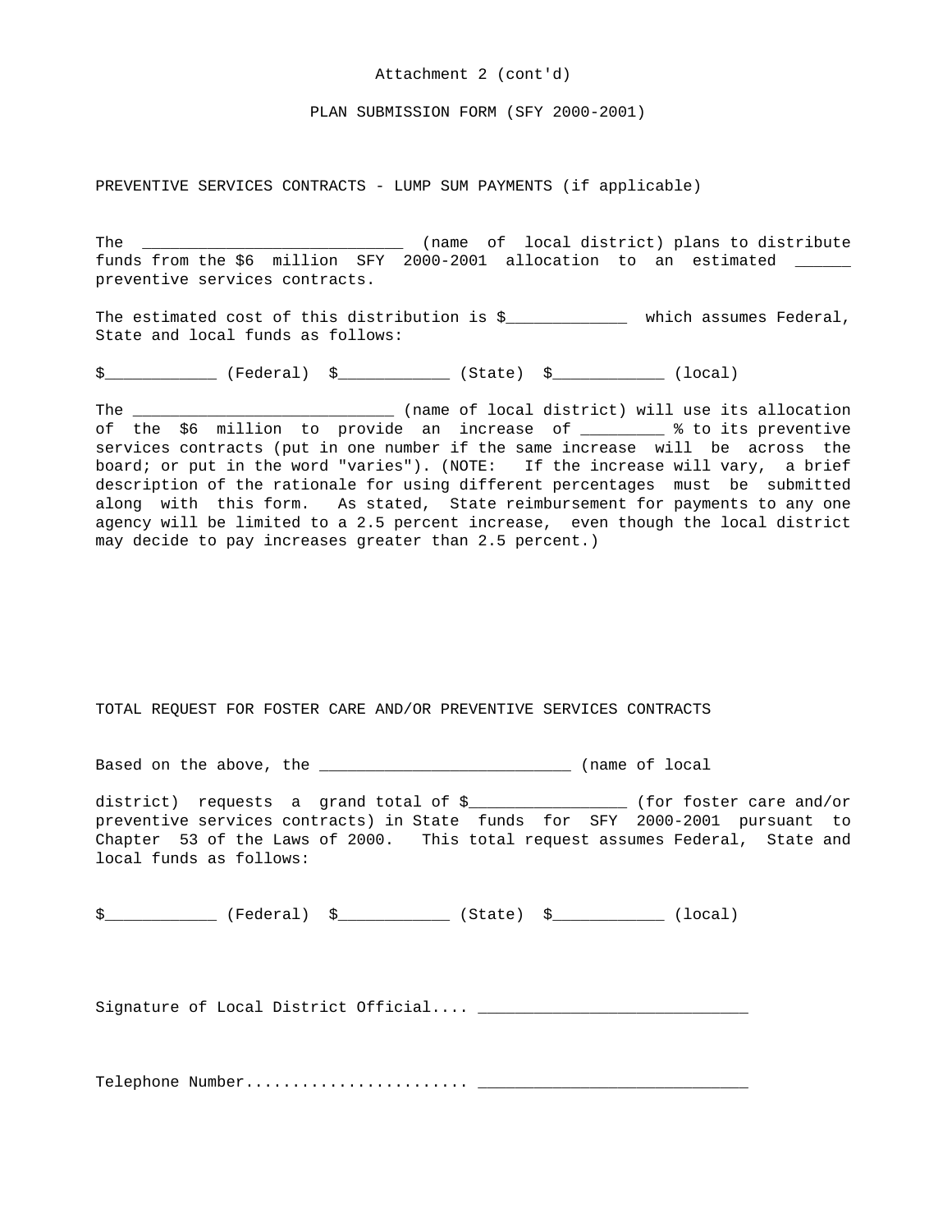Attachment 2 (cont'd)

PLAN SUBMISSION FORM (SFY 2000-2001)

PREVENTIVE SERVICES CONTRACTS - LUMP SUM PAYMENTS (if applicable)

The ____________________________ (name of local district) plans to distribute funds from the $6 million SFY 2000-2001 allocation to an estimated ______ preventive services contracts.

The estimated cost of this distribution is $____________ which assumes Federal, State and local funds as follows:

$____________ (Federal) $____________ (State) $____________ (local)

The ____________________________ (name of local district) will use its allocation of the $6 million to provide an increase of _________ % to its preventive services contracts (put in one number if the same increase will be across the board; or put in the word "varies"). (NOTE: If the increase will vary, a brief description of the rationale for using different percentages must be submitted along with this form. As stated, State reimbursement for payments to any one agency will be limited to a 2.5 percent increase, even though the local district may decide to pay increases greater than 2.5 percent.)

TOTAL REQUEST FOR FOSTER CARE AND/OR PREVENTIVE SERVICES CONTRACTS

Based on the above, the ___________________________ (name of local district) requests a grand total of $_________________ (for foster care and/or preventive services contracts) in State funds for SFY 2000-2001 pursuant to Chapter 53 of the Laws of 2000. This total request assumes Federal, State and local funds as follows:

$____________ (Federal) $____________ (State) $____________ (local)

Signature of Local District Official.... _____________________________

Telephone Number........................ _____________________________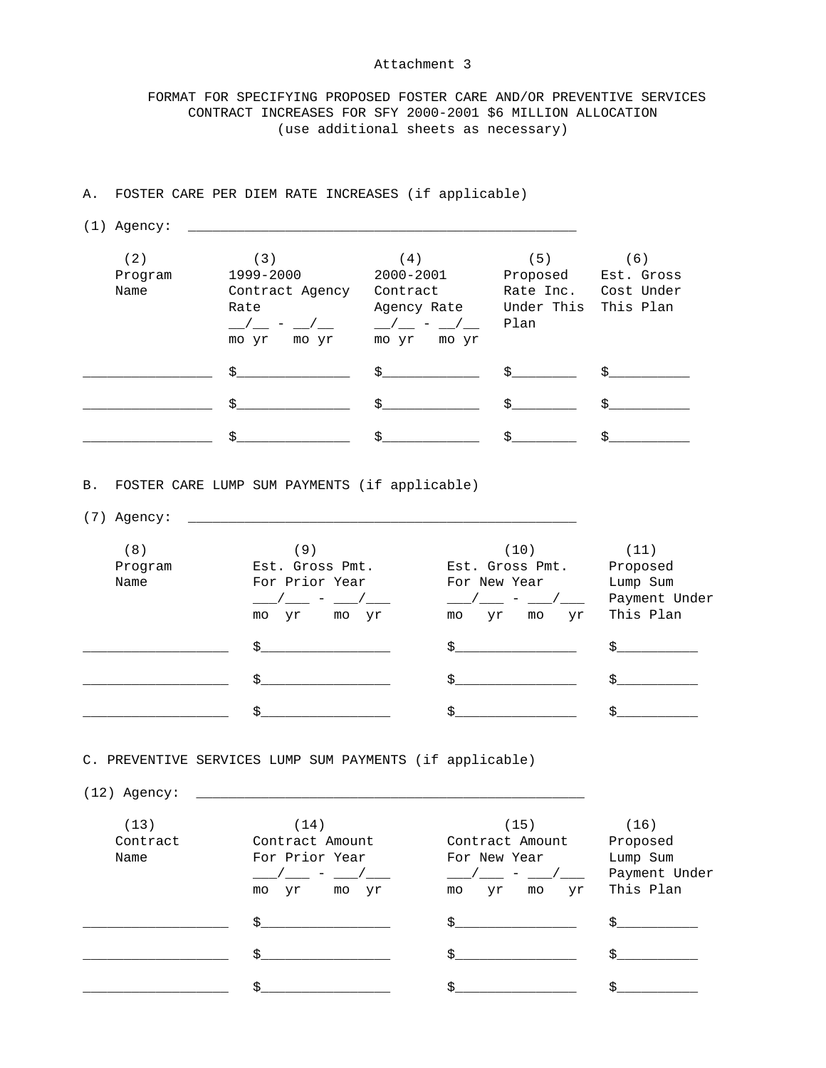Attachment 3

FORMAT FOR SPECIFYING PROPOSED FOSTER CARE AND/OR PREVENTIVE SERVICES CONTRACT INCREASES FOR SFY 2000-2001 $6 MILLION ALLOCATION
(use additional sheets as necessary)

A. FOSTER CARE PER DIEM RATE INCREASES (if applicable)

(1) Agency: ____________________________________________________

| (2) Program Name | (3) 1999-2000 Contract Agency Rate __/__ - __/__ mo yr mo yr | (4) 2000-2001 Contract Agency Rate __/__ - __/__ mo yr mo yr | (5) Proposed Rate Inc. Under This Plan | (6) Est. Gross Cost Under This Plan |
|---|---|---|---|---|
| ________________ | $______________ | $____________ | $________ | $__________ |
| ________________ | $______________ | $____________ | $________ | $__________ |
| ________________ | $______________ | $____________ | $________ | $__________ |

B. FOSTER CARE LUMP SUM PAYMENTS (if applicable)

(7) Agency: ____________________________________________________

| (8) Program Name | (9) Est. Gross Pmt. For Prior Year ___/___ - ___/___ mo yr mo yr | (10) Est. Gross Pmt. For New Year ___/___ - ___/___ mo yr mo yr | (11) Proposed Lump Sum Payment Under This Plan |
|---|---|---|---|
| __________________ | $________________ | $_______________ | $__________ |
| __________________ | $________________ | $_______________ | $__________ |
| __________________ | $________________ | $_______________ | $__________ |

C. PREVENTIVE SERVICES LUMP SUM PAYMENTS (if applicable)

(12) Agency: ____________________________________________________

| (13) Contract Name | (14) Contract Amount For Prior Year ___/___ - ___/___ mo yr mo yr | (15) Contract Amount For New Year ___/___ - ___/___ mo yr mo yr | (16) Proposed Lump Sum Payment Under This Plan |
|---|---|---|---|
| __________________ | $________________ | $_______________ | $__________ |
| __________________ | $________________ | $_______________ | $__________ |
| __________________ | $________________ | $_______________ | $__________ |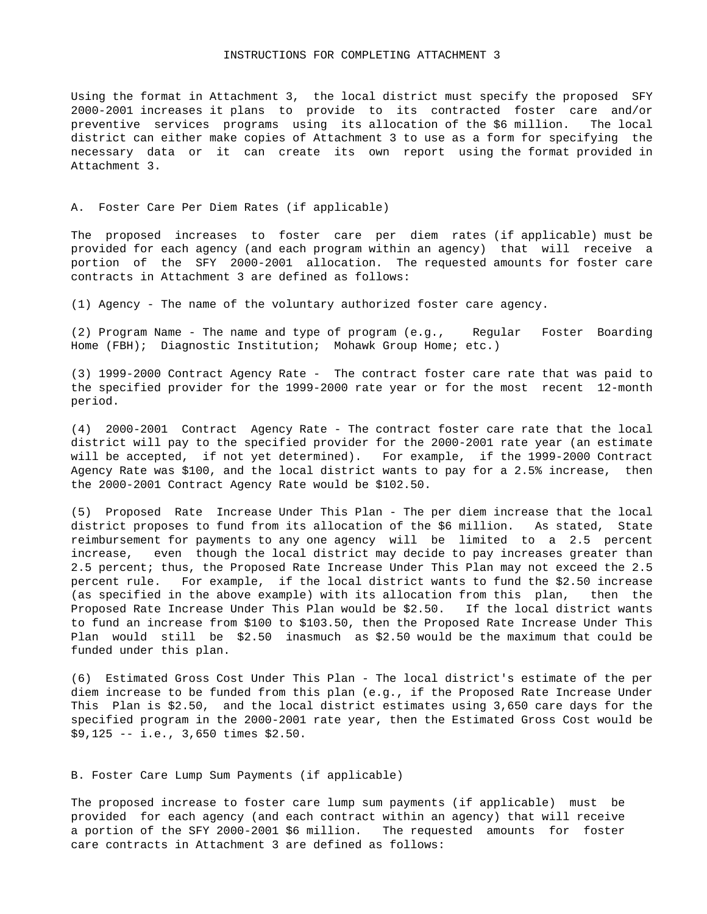## INSTRUCTIONS FOR COMPLETING ATTACHMENT 3

Using the format in Attachment 3, the local district must specify the proposed SFY 2000-2001 increases it plans to provide to its contracted foster care and/or preventive services programs using its allocation of the $6 million. The local district can either make copies of Attachment 3 to use as a form for specifying the necessary data or it can create its own report using the format provided in Attachment 3.

### A. Foster Care Per Diem Rates (if applicable)

The proposed increases to foster care per diem rates (if applicable) must be provided for each agency (and each program within an agency) that will receive a portion of the SFY 2000-2001 allocation. The requested amounts for foster care contracts in Attachment 3 are defined as follows:

(1) Agency - The name of the voluntary authorized foster care agency.

(2) Program Name - The name and type of program (e.g., Regular Foster Boarding Home (FBH); Diagnostic Institution; Mohawk Group Home; etc.)

(3) 1999-2000 Contract Agency Rate - The contract foster care rate that was paid to the specified provider for the 1999-2000 rate year or for the most recent 12-month period.

(4) 2000-2001 Contract Agency Rate - The contract foster care rate that the local district will pay to the specified provider for the 2000-2001 rate year (an estimate will be accepted, if not yet determined). For example, if the 1999-2000 Contract Agency Rate was $100, and the local district wants to pay for a 2.5% increase, then the 2000-2001 Contract Agency Rate would be $102.50.

(5) Proposed Rate Increase Under This Plan - The per diem increase that the local district proposes to fund from its allocation of the $6 million. As stated, State reimbursement for payments to any one agency will be limited to a 2.5 percent increase, even though the local district may decide to pay increases greater than 2.5 percent; thus, the Proposed Rate Increase Under This Plan may not exceed the 2.5 percent rule. For example, if the local district wants to fund the $2.50 increase (as specified in the above example) with its allocation from this plan, then the Proposed Rate Increase Under This Plan would be $2.50. If the local district wants to fund an increase from $100 to $103.50, then the Proposed Rate Increase Under This Plan would still be $2.50 inasmuch as $2.50 would be the maximum that could be funded under this plan.

(6) Estimated Gross Cost Under This Plan - The local district's estimate of the per diem increase to be funded from this plan (e.g., if the Proposed Rate Increase Under This Plan is $2.50, and the local district estimates using 3,650 care days for the specified program in the 2000-2001 rate year, then the Estimated Gross Cost would be $9,125 -- i.e., 3,650 times $2.50.

### B. Foster Care Lump Sum Payments (if applicable)

The proposed increase to foster care lump sum payments (if applicable) must be provided for each agency (and each contract within an agency) that will receive a portion of the SFY 2000-2001 $6 million. The requested amounts for foster care contracts in Attachment 3 are defined as follows: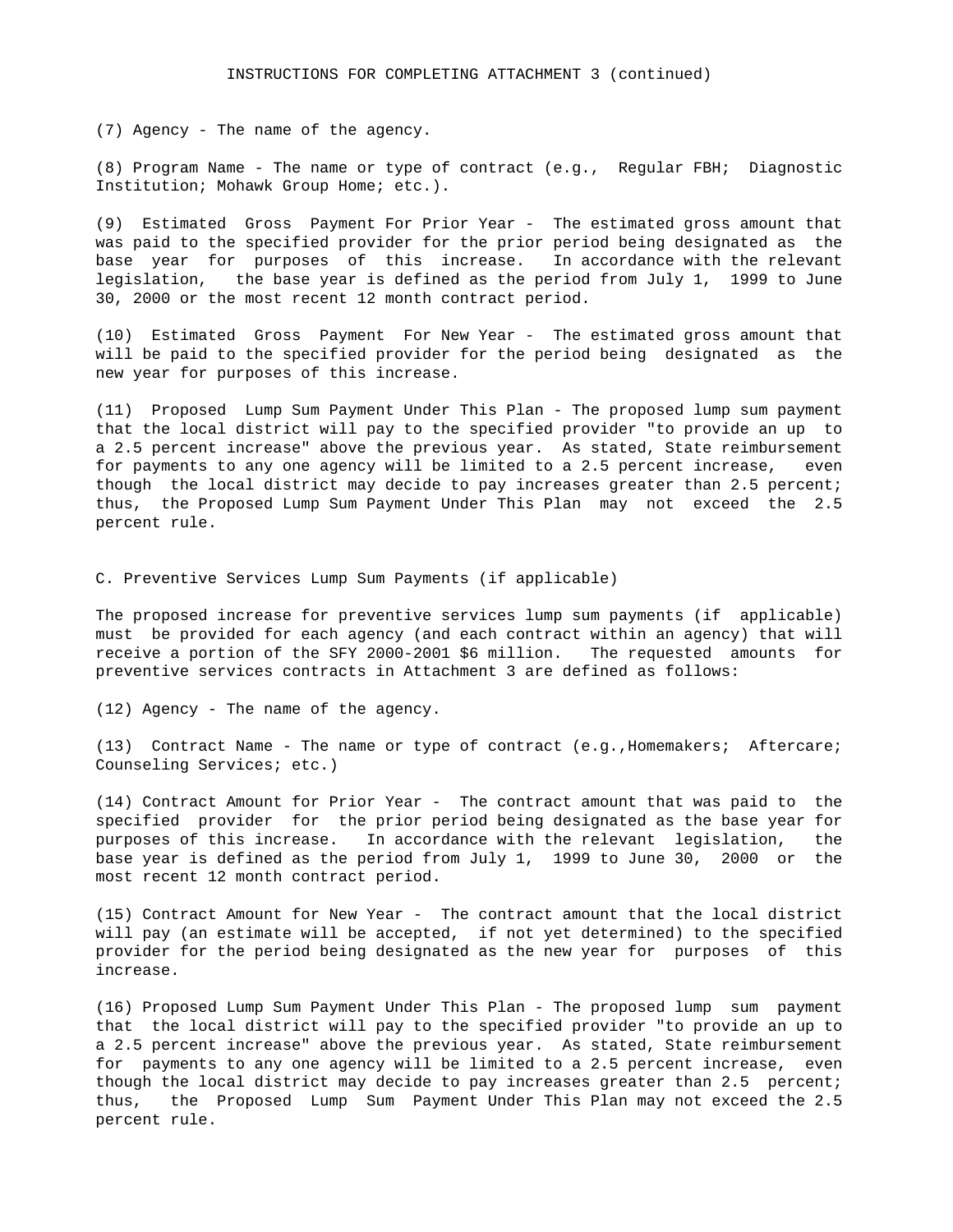INSTRUCTIONS FOR COMPLETING ATTACHMENT 3 (continued)

(7) Agency - The name of the agency.

(8) Program Name - The name or type of contract (e.g., Regular FBH; Diagnostic Institution; Mohawk Group Home; etc.).

(9) Estimated Gross Payment For Prior Year - The estimated gross amount that was paid to the specified provider for the prior period being designated as the base year for purposes of this increase. In accordance with the relevant legislation, the base year is defined as the period from July 1, 1999 to June 30, 2000 or the most recent 12 month contract period.

(10) Estimated Gross Payment For New Year - The estimated gross amount that will be paid to the specified provider for the period being designated as the new year for purposes of this increase.

(11) Proposed Lump Sum Payment Under This Plan - The proposed lump sum payment that the local district will pay to the specified provider "to provide an up to a 2.5 percent increase" above the previous year. As stated, State reimbursement for payments to any one agency will be limited to a 2.5 percent increase, even though the local district may decide to pay increases greater than 2.5 percent; thus, the Proposed Lump Sum Payment Under This Plan may not exceed the 2.5 percent rule.

C. Preventive Services Lump Sum Payments (if applicable)

The proposed increase for preventive services lump sum payments (if applicable) must be provided for each agency (and each contract within an agency) that will receive a portion of the SFY 2000-2001 $6 million. The requested amounts for preventive services contracts in Attachment 3 are defined as follows:

(12) Agency - The name of the agency.

(13) Contract Name - The name or type of contract (e.g.,Homemakers; Aftercare; Counseling Services; etc.)

(14) Contract Amount for Prior Year - The contract amount that was paid to the specified provider for the prior period being designated as the base year for purposes of this increase. In accordance with the relevant legislation, the base year is defined as the period from July 1, 1999 to June 30, 2000 or the most recent 12 month contract period.

(15) Contract Amount for New Year - The contract amount that the local district will pay (an estimate will be accepted, if not yet determined) to the specified provider for the period being designated as the new year for purposes of this increase.

(16) Proposed Lump Sum Payment Under This Plan - The proposed lump sum payment that the local district will pay to the specified provider "to provide an up to a 2.5 percent increase" above the previous year. As stated, State reimbursement for payments to any one agency will be limited to a 2.5 percent increase, even though the local district may decide to pay increases greater than 2.5 percent; thus, the Proposed Lump Sum Payment Under This Plan may not exceed the 2.5 percent rule.